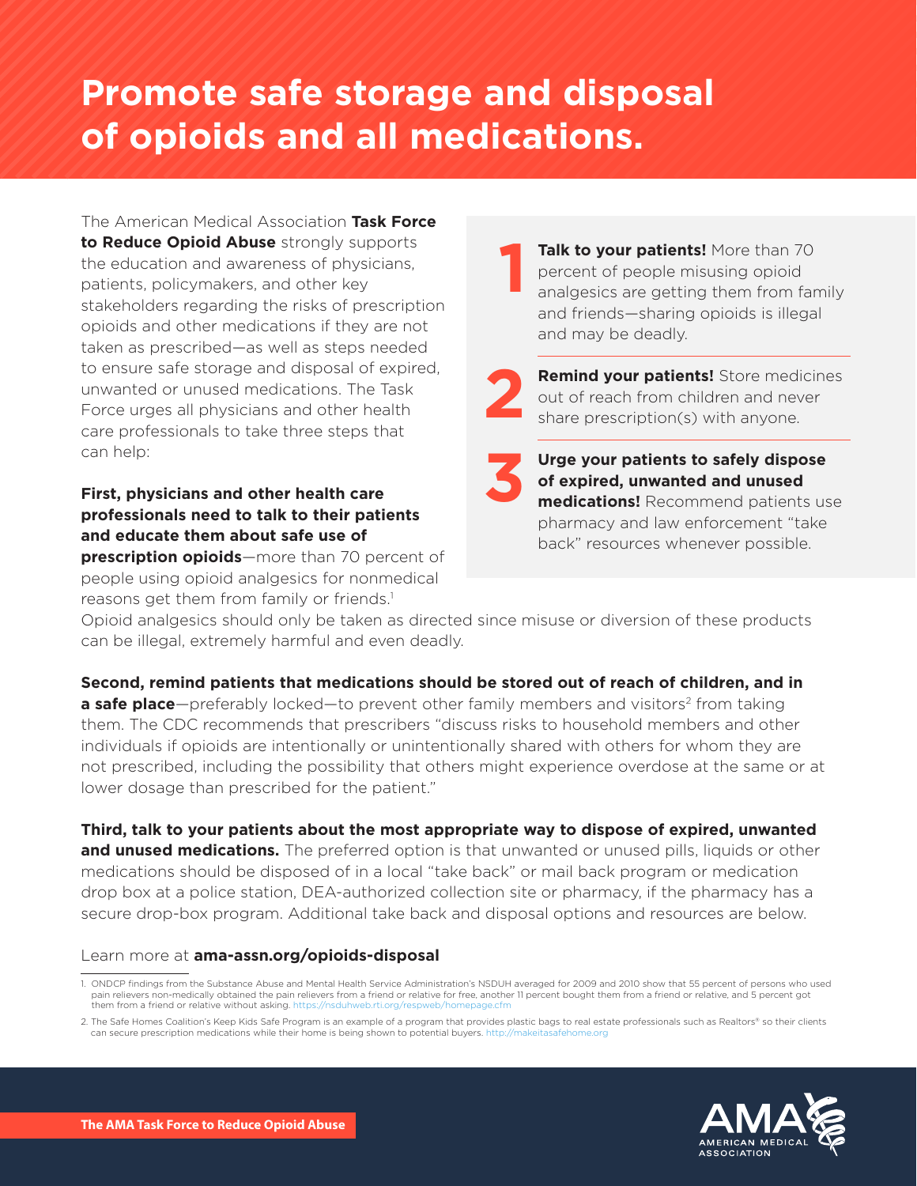# Promote safe storage and disposal of opioids and all medications.

The American Medical Association **Task Force to Reduce Opioid Abuse** strongly supports the education and awareness of physicians, patients, policymakers, and other key stakeholders regarding the risks of prescription opioids and other medications if they are not taken as prescribed—as well as steps needed to ensure safe storage and disposal of expired, unwanted or unused medications. The Task Force urges all physicians and other health care professionals to take three steps that can help:

1. **Talk to your patients!** More than 70 percent of people misusing opioid analgesics are getting them from family and friends—sharing opioids is illegal and may be deadly.
2. **Remind your patients!** Store medicines out of reach from children and never share prescription(s) with anyone.
3. **Urge your patients to safely dispose of expired, unwanted and unused medications!** Recommend patients use pharmacy and law enforcement "take back" resources whenever possible.

**First, physicians and other health care professionals need to talk to their patients and educate them about safe use of prescription opioids**—more than 70 percent of people using opioid analgesics for nonmedical reasons get them from family or friends.[1] Opioid analgesics should only be taken as directed since misuse or diversion of these products can be illegal, extremely harmful and even deadly.

**Second, remind patients that medications should be stored out of reach of children, and in a safe place**—preferably locked—to prevent other family members and visitors[2] from taking them. The CDC recommends that prescribers "discuss risks to household members and other individuals if opioids are intentionally or unintentionally shared with others for whom they are not prescribed, including the possibility that others might experience overdose at the same or at lower dosage than prescribed for the patient."

**Third, talk to your patients about the most appropriate way to dispose of expired, unwanted and unused medications.** The preferred option is that unwanted or unused pills, liquids or other medications should be disposed of in a local "take back" or mail back program or medication drop box at a police station, DEA-authorized collection site or pharmacy, if the pharmacy has a secure drop-box program. Additional take back and disposal options and resources are below.

Learn more at **ama-assn.org/opioids-disposal**

---

1. ONDCP findings from the Substance Abuse and Mental Health Service Administration's NSDUH averaged for 2009 and 2010 show that 55 percent of persons who used pain relievers non-medically obtained the pain relievers from a friend or relative for free, another 11 percent bought them from a friend or relative, and 5 percent got them from a friend or relative without asking. https://nsduhweb.rti.org/respweb/homepage.cfm

2. The Safe Homes Coalition's Keep Kids Safe Program is an example of a program that provides plastic bags to real estate professionals such as Realtors® so their clients can secure prescription medications while their home is being shown to potential buyers. http://makeitasafehome.org

The AMA Task Force to Reduce Opioid Abuse

AMA AMERICAN MEDICAL ASSOCIATION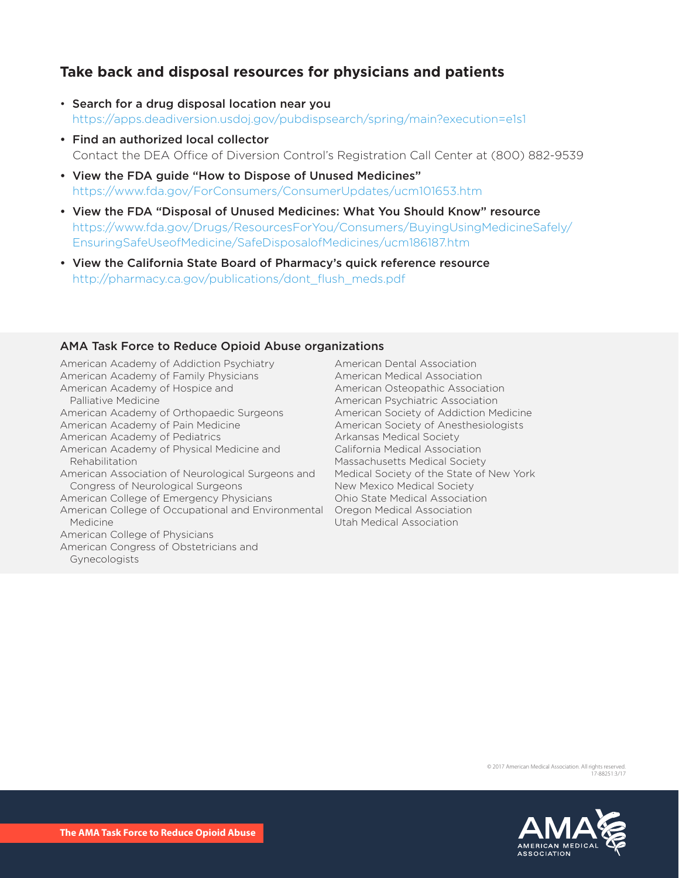## Take back and disposal resources for physicians and patients

- **Search for a drug disposal location near you**
  https://apps.deadiversion.usdoj.gov/pubdispsearch/spring/main?execution=e1s1
- **Find an authorized local collector**
  Contact the DEA Office of Diversion Control's Registration Call Center at (800) 882-9539
- **View the FDA guide "How to Dispose of Unused Medicines"**
  https://www.fda.gov/ForConsumers/ConsumerUpdates/ucm101653.htm
- **View the FDA "Disposal of Unused Medicines: What You Should Know" resource**
  https://www.fda.gov/Drugs/ResourcesForYou/Consumers/BuyingUsingMedicineSafely/EnsuringSafeUseofMedicine/SafeDisposalofMedicines/ucm186187.htm
- **View the California State Board of Pharmacy's quick reference resource**
  http://pharmacy.ca.gov/publications/dont_flush_meds.pdf

### AMA Task Force to Reduce Opioid Abuse organizations

American Academy of Addiction Psychiatry
American Academy of Family Physicians
American Academy of Hospice and Palliative Medicine
American Academy of Orthopaedic Surgeons
American Academy of Pain Medicine
American Academy of Pediatrics
American Academy of Physical Medicine and Rehabilitation
American Association of Neurological Surgeons and Congress of Neurological Surgeons
American College of Emergency Physicians
American College of Occupational and Environmental Medicine
American College of Physicians
American Congress of Obstetricians and Gynecologists
American Dental Association
American Medical Association
American Osteopathic Association
American Psychiatric Association
American Society of Addiction Medicine
American Society of Anesthesiologists
Arkansas Medical Society
California Medical Association
Massachusetts Medical Society
Medical Society of the State of New York
New Mexico Medical Society
Ohio State Medical Association
Oregon Medical Association
Utah Medical Association

© 2017 American Medical Association. All rights reserved.
17-88251:3/17

**The AMA Task Force to Reduce Opioid Abuse**

AMA AMERICAN MEDICAL ASSOCIATION